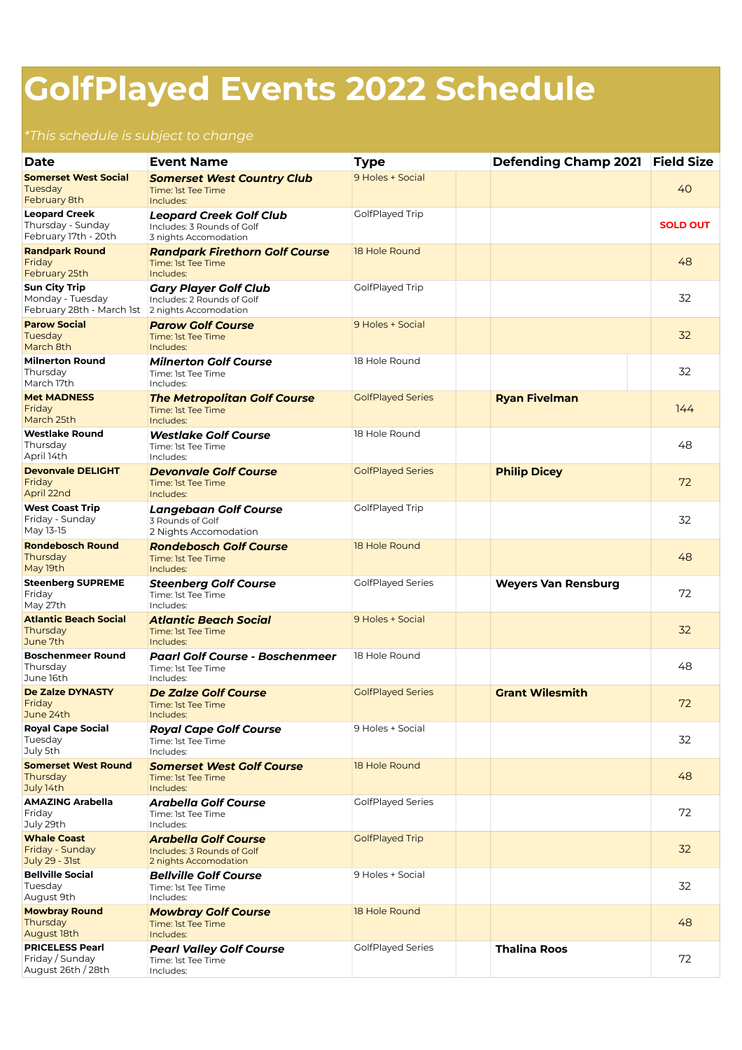# GolfPlayed Events 2022 Schedule

*\*This schedule is subject to change*

| Date | Event Name | Type | Defending Champ 2021 | Field Size |
|---|---|---|---|---|
| **Somerset West Social**<br>Tuesday<br>February 8th | ***Somerset West Country Club***<br>Time: 1st Tee Time<br>Includes: | 9 Holes + Social | | 40 |
| **Leopard Creek**<br>Thursday - Sunday<br>February 17th - 20th | ***Leopard Creek Golf Club***<br>Includes: 3 Rounds of Golf<br>3 nights Accomodation | GolfPlayed Trip | | **SOLD OUT** |
| **Randpark Round**<br>Friday<br>February 25th | ***Randpark Firethorn Golf Course***<br>Time: 1st Tee Time<br>Includes: | 18 Hole Round | | 48 |
| **Sun City Trip**<br>Monday - Tuesday<br>February 28th - March 1st | ***Gary Player Golf Club***<br>Includes: 2 Rounds of Golf<br>2 nights Accomodation | GolfPlayed Trip | | 32 |
| **Parow Social**<br>Tuesday<br>March 8th | ***Parow Golf Course***<br>Time: 1st Tee Time<br>Includes: | 9 Holes + Social | | 32 |
| **Milnerton Round**<br>Thursday<br>March 17th | ***Milnerton Golf Course***<br>Time: 1st Tee Time<br>Includes: | 18 Hole Round | | 32 |
| **Met MADNESS**<br>Friday<br>March 25th | ***The Metropolitan Golf Course***<br>Time: 1st Tee Time<br>Includes: | GolfPlayed Series | **Ryan Fivelman** | 144 |
| **Westlake Round**<br>Thursday<br>April 14th | ***Westlake Golf Course***<br>Time: 1st Tee Time<br>Includes: | 18 Hole Round | | 48 |
| **Devonvale DELIGHT**<br>Friday<br>April 22nd | ***Devonvale Golf Course***<br>Time: 1st Tee Time<br>Includes: | GolfPlayed Series | **Philip Dicey** | 72 |
| **West Coast Trip**<br>Friday - Sunday<br>May 13-15 | ***Langebaan Golf Course***<br>3 Rounds of Golf<br>2 Nights Accomodation | GolfPlayed Trip | | 32 |
| **Rondebosch Round**<br>Thursday<br>May 19th | ***Rondebosch Golf Course***<br>Time: 1st Tee Time<br>Includes: | 18 Hole Round | | 48 |
| **Steenberg SUPREME**<br>Friday<br>May 27th | ***Steenberg Golf Course***<br>Time: 1st Tee Time<br>Includes: | GolfPlayed Series | **Weyers Van Rensburg** | 72 |
| **Atlantic Beach Social**<br>Thursday<br>June 7th | ***Atlantic Beach Social***<br>Time: 1st Tee Time<br>Includes: | 9 Holes + Social | | 32 |
| **Boschenmeer Round**<br>Thursday<br>June 16th | ***Paarl Golf Course - Boschenmeer***<br>Time: 1st Tee Time<br>Includes: | 18 Hole Round | | 48 |
| **De Zalze DYNASTY**<br>Friday<br>June 24th | ***De Zalze Golf Course***<br>Time: 1st Tee Time<br>Includes: | GolfPlayed Series | **Grant Wilesmith** | 72 |
| **Royal Cape Social**<br>Tuesday<br>July 5th | ***Royal Cape Golf Course***<br>Time: 1st Tee Time<br>Includes: | 9 Holes + Social | | 32 |
| **Somerset West Round**<br>Thursday<br>July 14th | ***Somerset West Golf Course***<br>Time: 1st Tee Time<br>Includes: | 18 Hole Round | | 48 |
| **AMAZING Arabella**<br>Friday<br>July 29th | ***Arabella Golf Course***<br>Time: 1st Tee Time<br>Includes: | GolfPlayed Series | | 72 |
| **Whale Coast**<br>Friday - Sunday<br>July 29 - 31st | ***Arabella Golf Course***<br>Includes: 3 Rounds of Golf<br>2 nights Accomodation | GolfPlayed Trip | | 32 |
| **Bellville Social**<br>Tuesday<br>August 9th | ***Bellville Golf Course***<br>Time: 1st Tee Time<br>Includes: | 9 Holes + Social | | 32 |
| **Mowbray Round**<br>Thursday<br>August 18th | ***Mowbray Golf Course***<br>Time: 1st Tee Time<br>Includes: | 18 Hole Round | | 48 |
| **PRICELESS Pearl**<br>Friday / Sunday<br>August 26th / 28th | ***Pearl Valley Golf Course***<br>Time: 1st Tee Time<br>Includes: | GolfPlayed Series | **Thalina Roos** | 72 |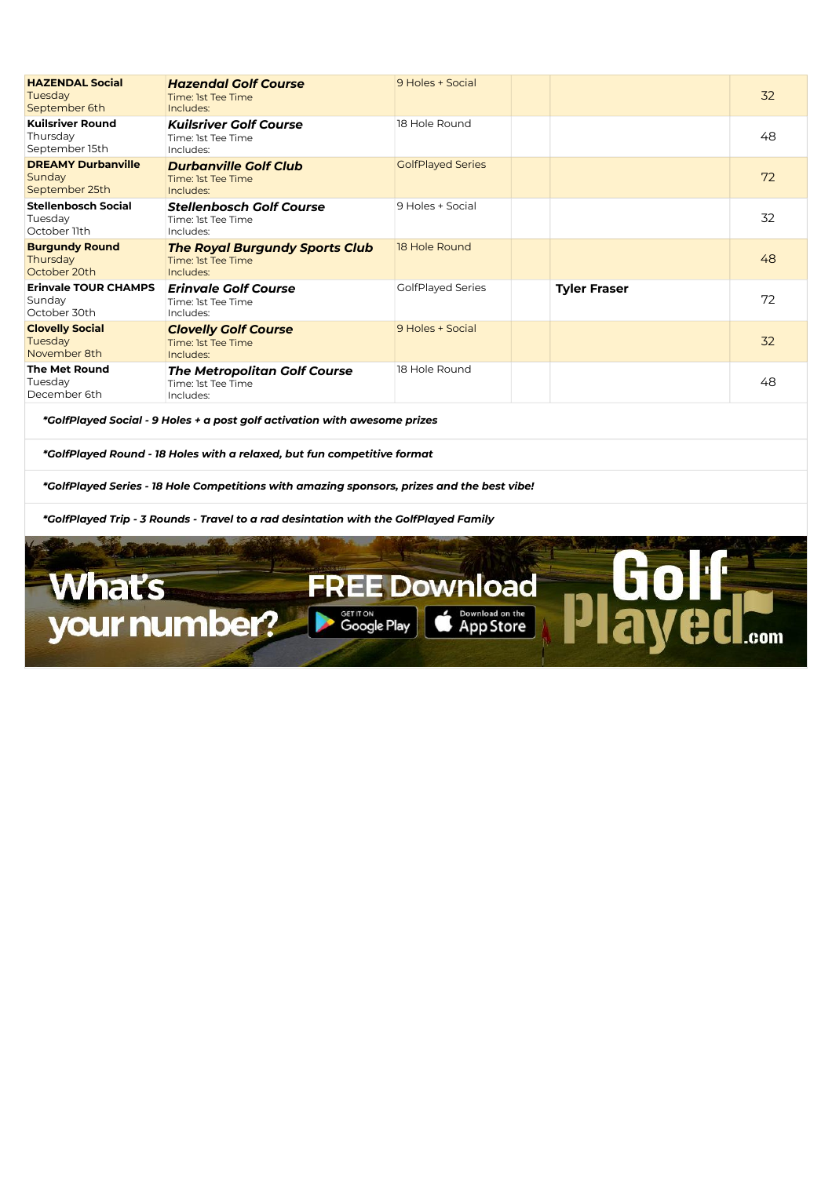| | | | | | |
|---|---|---|---|---|---|
| **HAZENDAL Social**<br>Tuesday<br>September 6th | ***Hazendal Golf Course***<br>Time: 1st Tee Time<br>Includes: | 9 Holes + Social | | | 32 |
| **Kuilsriver Round**<br>Thursday<br>September 15th | ***Kuilsriver Golf Course***<br>Time: 1st Tee Time<br>Includes: | 18 Hole Round | | | 48 |
| **DREAMY Durbanville**<br>Sunday<br>September 25th | ***Durbanville Golf Club***<br>Time: 1st Tee Time<br>Includes: | GolfPlayed Series | | | 72 |
| **Stellenbosch Social**<br>Tuesday<br>October 11th | ***Stellenbosch Golf Course***<br>Time: 1st Tee Time<br>Includes: | 9 Holes + Social | | | 32 |
| **Burgundy Round**<br>Thursday<br>October 20th | ***The Royal Burgundy Sports Club***<br>Time: 1st Tee Time<br>Includes: | 18 Hole Round | | | 48 |
| **Erinvale TOUR CHAMPS**<br>Sunday<br>October 30th | ***Erinvale Golf Course***<br>Time: 1st Tee Time<br>Includes: | GolfPlayed Series | | **Tyler Fraser** | 72 |
| **Clovelly Social**<br>Tuesday<br>November 8th | ***Clovelly Golf Course***<br>Time: 1st Tee Time<br>Includes: | 9 Holes + Social | | | 32 |
| **The Met Round**<br>Tuesday<br>December 6th | ***The Metropolitan Golf Course***<br>Time: 1st Tee Time<br>Includes: | 18 Hole Round | | | 48 |

***GolfPlayed Social - 9 Holes + a post golf activation with awesome prizes***

***GolfPlayed Round - 18 Holes with a relaxed, but fun competitive format***

***GolfPlayed Series - 18 Hole Competitions with amazing sponsors, prizes and the best vibe!***

***GolfPlayed Trip - 3 Rounds - Travel to a rad desintation with the GolfPlayed Family***

What's your number?

FREE Download

GET IT ON Google Play

Download on the App Store

GolfPlayed.com